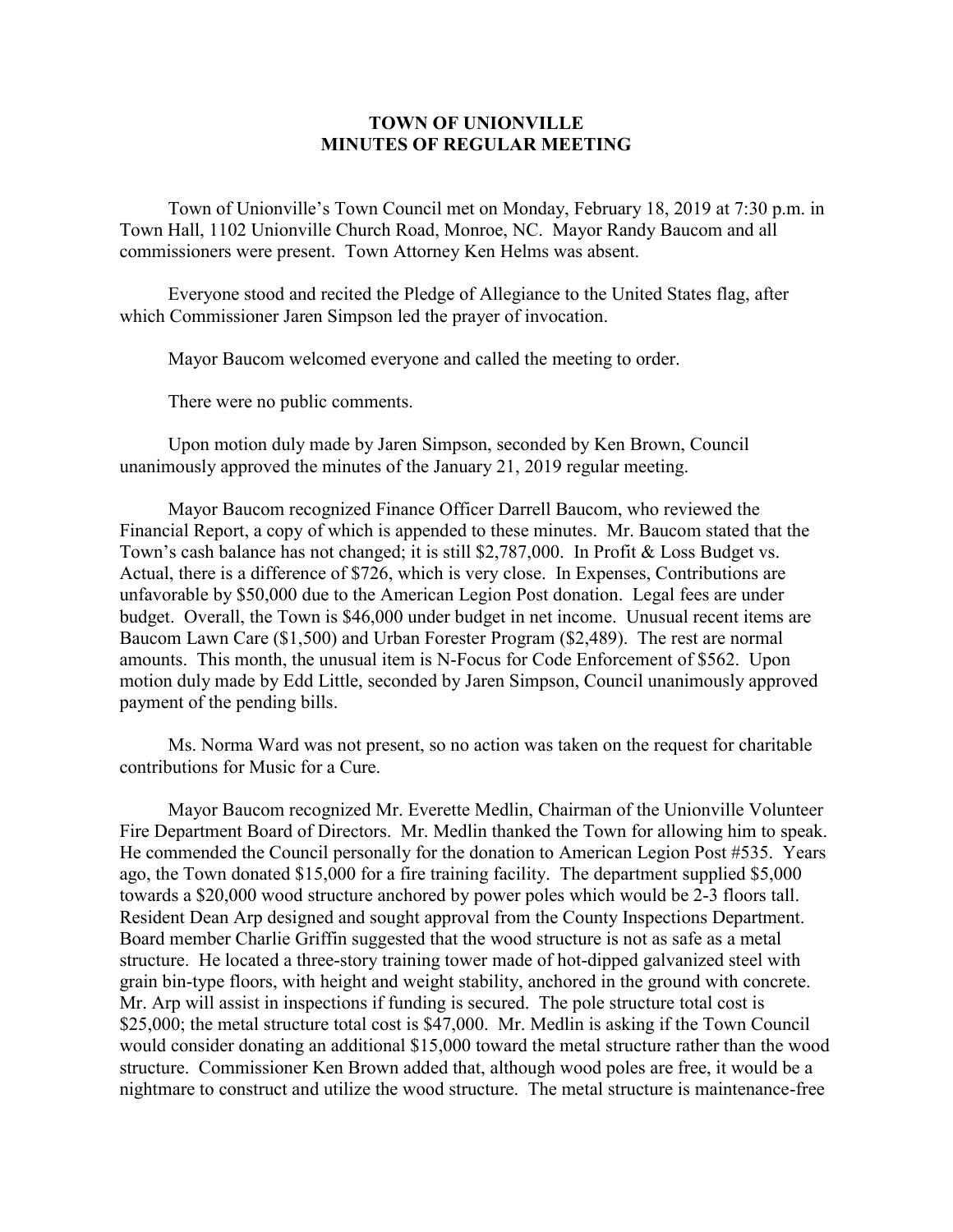# TOWN OF UNIONVILLE
## MINUTES OF REGULAR MEETING

Town of Unionville's Town Council met on Monday, February 18, 2019 at 7:30 p.m. in Town Hall, 1102 Unionville Church Road, Monroe, NC. Mayor Randy Baucom and all commissioners were present. Town Attorney Ken Helms was absent.

Everyone stood and recited the Pledge of Allegiance to the United States flag, after which Commissioner Jaren Simpson led the prayer of invocation.

Mayor Baucom welcomed everyone and called the meeting to order.

There were no public comments.

Upon motion duly made by Jaren Simpson, seconded by Ken Brown, Council unanimously approved the minutes of the January 21, 2019 regular meeting.

Mayor Baucom recognized Finance Officer Darrell Baucom, who reviewed the Financial Report, a copy of which is appended to these minutes. Mr. Baucom stated that the Town's cash balance has not changed; it is still $2,787,000. In Profit & Loss Budget vs. Actual, there is a difference of $726, which is very close. In Expenses, Contributions are unfavorable by $50,000 due to the American Legion Post donation. Legal fees are under budget. Overall, the Town is $46,000 under budget in net income. Unusual recent items are Baucom Lawn Care ($1,500) and Urban Forester Program ($2,489). The rest are normal amounts. This month, the unusual item is N-Focus for Code Enforcement of $562. Upon motion duly made by Edd Little, seconded by Jaren Simpson, Council unanimously approved payment of the pending bills.

Ms. Norma Ward was not present, so no action was taken on the request for charitable contributions for Music for a Cure.

Mayor Baucom recognized Mr. Everette Medlin, Chairman of the Unionville Volunteer Fire Department Board of Directors. Mr. Medlin thanked the Town for allowing him to speak. He commended the Council personally for the donation to American Legion Post #535. Years ago, the Town donated $15,000 for a fire training facility. The department supplied $5,000 towards a $20,000 wood structure anchored by power poles which would be 2-3 floors tall. Resident Dean Arp designed and sought approval from the County Inspections Department. Board member Charlie Griffin suggested that the wood structure is not as safe as a metal structure. He located a three-story training tower made of hot-dipped galvanized steel with grain bin-type floors, with height and weight stability, anchored in the ground with concrete. Mr. Arp will assist in inspections if funding is secured. The pole structure total cost is $25,000; the metal structure total cost is $47,000. Mr. Medlin is asking if the Town Council would consider donating an additional $15,000 toward the metal structure rather than the wood structure. Commissioner Ken Brown added that, although wood poles are free, it would be a nightmare to construct and utilize the wood structure. The metal structure is maintenance-free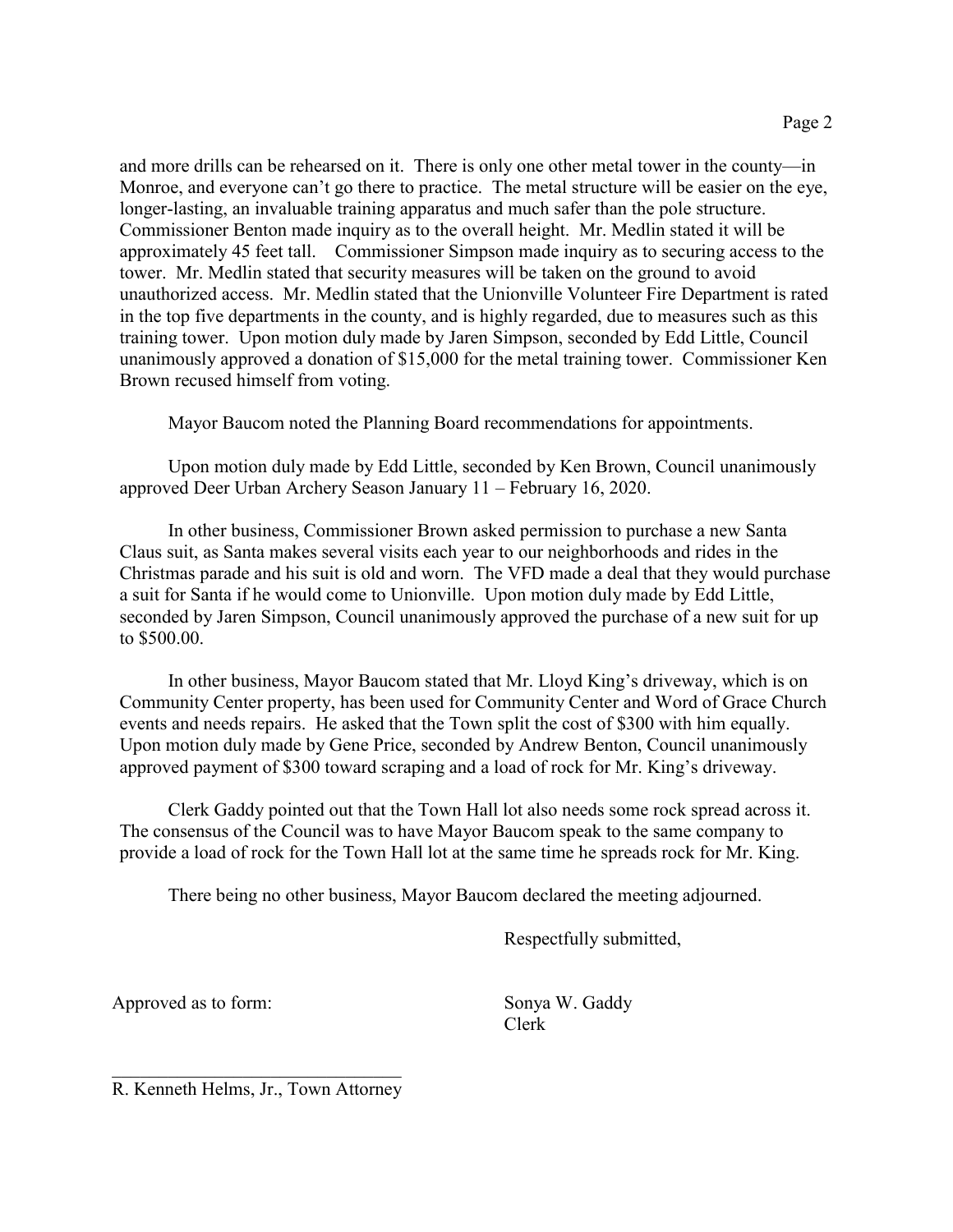and more drills can be rehearsed on it. There is only one other metal tower in the county—in Monroe, and everyone can't go there to practice. The metal structure will be easier on the eye, longer-lasting, an invaluable training apparatus and much safer than the pole structure. Commissioner Benton made inquiry as to the overall height. Mr. Medlin stated it will be approximately 45 feet tall. Commissioner Simpson made inquiry as to securing access to the tower. Mr. Medlin stated that security measures will be taken on the ground to avoid unauthorized access. Mr. Medlin stated that the Unionville Volunteer Fire Department is rated in the top five departments in the county, and is highly regarded, due to measures such as this training tower. Upon motion duly made by Jaren Simpson, seconded by Edd Little, Council unanimously approved a donation of $15,000 for the metal training tower. Commissioner Ken Brown recused himself from voting.

Mayor Baucom noted the Planning Board recommendations for appointments.

Upon motion duly made by Edd Little, seconded by Ken Brown, Council unanimously approved Deer Urban Archery Season January 11 – February 16, 2020.

In other business, Commissioner Brown asked permission to purchase a new Santa Claus suit, as Santa makes several visits each year to our neighborhoods and rides in the Christmas parade and his suit is old and worn. The VFD made a deal that they would purchase a suit for Santa if he would come to Unionville. Upon motion duly made by Edd Little, seconded by Jaren Simpson, Council unanimously approved the purchase of a new suit for up to $500.00.

In other business, Mayor Baucom stated that Mr. Lloyd King's driveway, which is on Community Center property, has been used for Community Center and Word of Grace Church events and needs repairs. He asked that the Town split the cost of $300 with him equally. Upon motion duly made by Gene Price, seconded by Andrew Benton, Council unanimously approved payment of $300 toward scraping and a load of rock for Mr. King's driveway.

Clerk Gaddy pointed out that the Town Hall lot also needs some rock spread across it. The consensus of the Council was to have Mayor Baucom speak to the same company to provide a load of rock for the Town Hall lot at the same time he spreads rock for Mr. King.

There being no other business, Mayor Baucom declared the meeting adjourned.

Respectfully submitted,

Approved as to form:

Sonya W. Gaddy
Clerk

\_\_\_\_\_\_\_\_\_\_\_\_\_\_\_\_\_\_\_\_\_\_\_\_\_\_\_\_\_\_\_\_\_\_

R. Kenneth Helms, Jr., Town Attorney